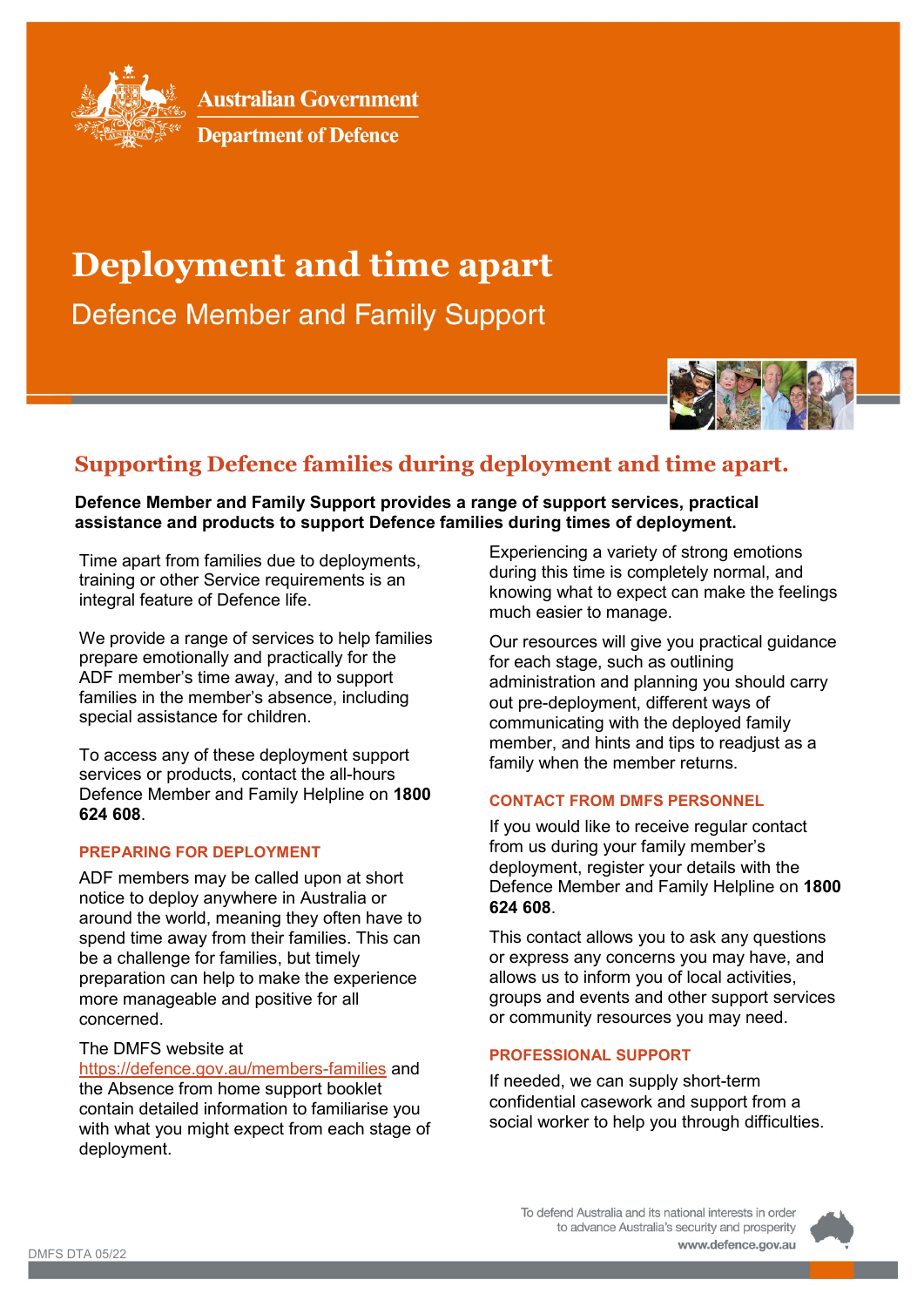Australian Government

Department of Defence

# Deployment and time apart

Defence Member and Family Support

## Supporting Defence families during deployment and time apart.

**Defence Member and Family Support provides a range of support services, practical assistance and products to support Defence families during times of deployment.**

Time apart from families due to deployments, training or other Service requirements is an integral feature of Defence life.

We provide a range of services to help families prepare emotionally and practically for the ADF member's time away, and to support families in the member's absence, including special assistance for children.

To access any of these deployment support services or products, contact the all-hours Defence Member and Family Helpline on **1800 624 608**.

### PREPARING FOR DEPLOYMENT

ADF members may be called upon at short notice to deploy anywhere in Australia or around the world, meaning they often have to spend time away from their families. This can be a challenge for families, but timely preparation can help to make the experience more manageable and positive for all concerned.

The DMFS website at https://defence.gov.au/members-families and the Absence from home support booklet contain detailed information to familiarise you with what you might expect from each stage of deployment.

Experiencing a variety of strong emotions during this time is completely normal, and knowing what to expect can make the feelings much easier to manage.

Our resources will give you practical guidance for each stage, such as outlining administration and planning you should carry out pre-deployment, different ways of communicating with the deployed family member, and hints and tips to readjust as a family when the member returns.

### CONTACT FROM DMFS PERSONNEL

If you would like to receive regular contact from us during your family member's deployment, register your details with the Defence Member and Family Helpline on **1800 624 608**.

This contact allows you to ask any questions or express any concerns you may have, and allows us to inform you of local activities, groups and events and other support services or community resources you may need.

### PROFESSIONAL SUPPORT

If needed, we can supply short-term confidential casework and support from a social worker to help you through difficulties.

To defend Australia and its national interests in order to advance Australia's security and prosperity

www.defence.gov.au

DMFS DTA 05/22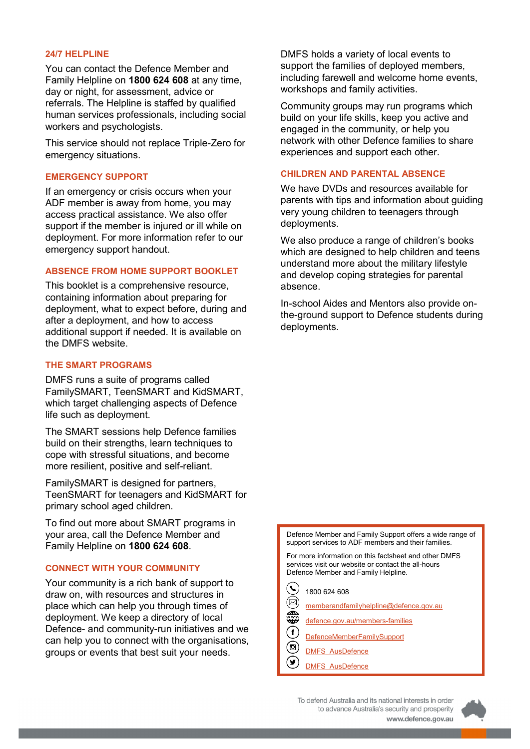## 24/7 HELPLINE

You can contact the Defence Member and Family Helpline on **1800 624 608** at any time, day or night, for assessment, advice or referrals. The Helpline is staffed by qualified human services professionals, including social workers and psychologists.

This service should not replace Triple-Zero for emergency situations.

## EMERGENCY SUPPORT

If an emergency or crisis occurs when your ADF member is away from home, you may access practical assistance. We also offer support if the member is injured or ill while on deployment. For more information refer to our emergency support handout.

## ABSENCE FROM HOME SUPPORT BOOKLET

This booklet is a comprehensive resource, containing information about preparing for deployment, what to expect before, during and after a deployment, and how to access additional support if needed. It is available on the DMFS website.

## THE SMART PROGRAMS

DMFS runs a suite of programs called FamilySMART, TeenSMART and KidSMART, which target challenging aspects of Defence life such as deployment.

The SMART sessions help Defence families build on their strengths, learn techniques to cope with stressful situations, and become more resilient, positive and self-reliant.

FamilySMART is designed for partners, TeenSMART for teenagers and KidSMART for primary school aged children.

To find out more about SMART programs in your area, call the Defence Member and Family Helpline on **1800 624 608**.

## CONNECT WITH YOUR COMMUNITY

Your community is a rich bank of support to draw on, with resources and structures in place which can help you through times of deployment. We keep a directory of local Defence- and community-run initiatives and we can help you to connect with the organisations, groups or events that best suit your needs.

DMFS holds a variety of local events to support the families of deployed members, including farewell and welcome home events, workshops and family activities.

Community groups may run programs which build on your life skills, keep you active and engaged in the community, or help you network with other Defence families to share experiences and support each other.

## CHILDREN AND PARENTAL ABSENCE

We have DVDs and resources available for parents with tips and information about guiding very young children to teenagers through deployments.

We also produce a range of children's books which are designed to help children and teens understand more about the military lifestyle and develop coping strategies for parental absence.

In-school Aides and Mentors also provide on-the-ground support to Defence students during deployments.

---

Defence Member and Family Support offers a wide range of support services to ADF members and their families.

For more information on this factsheet and other DMFS services visit our website or contact the all-hours Defence Member and Family Helpline.

- 1800 624 608
- memberandfamilyhelpline@defence.gov.au
- defence.gov.au/members-families
- DefenceMemberFamilySupport
- DMFS_AusDefence
- DMFS_AusDefence

To defend Australia and its national interests in order to advance Australia's security and prosperity

www.defence.gov.au